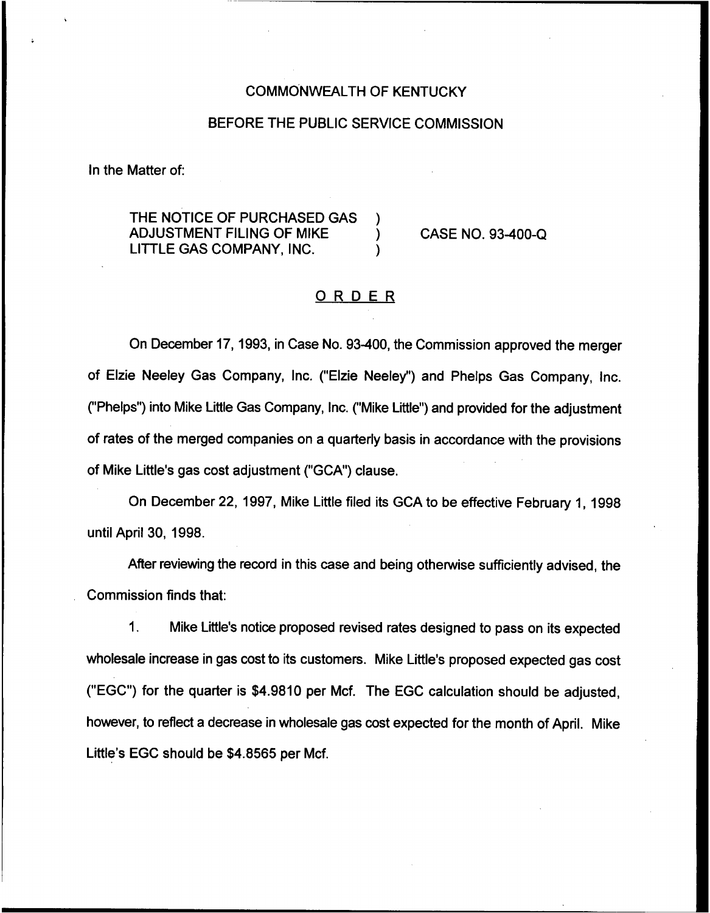COMMONWEALTH OF KENTUCKY

BEFORE THE PUBLIC SERVICE COMMISSION

In the Matter of:

THE NOTICE OF PURCHASED GAS ADJUSTMENT FILING OF MIKE LITTLE GAS COMPANY, INC. ) CASE NO. 93-400-Q

## ORDER

On December 17, 1993, in Case No. 93-400, the Commission approved the merger of Elzie Neeley Gas Company, Inc. ("Elzie Neeley") and Phelps Gas Company, Inc. ("Phelps") into Mike Little Gas Company, Inc. ("Mike Little") and provided for the adjustment of rates of the merged companies on a quarterly basis in accordance with the provisions of Mike Little's gas cost adjustment ("GCA") clause.

On December 22, 1997, Mike Little filed its GCA to be effective February 1, 1998 until April 30, 1998.

After reviewing the record in this case and being otherwise sufficiently advised, the Commission finds that:

1. Mike Little's notice proposed revised rates designed to pass on its expected wholesale increase in gas cost to its customers. Mike Little's proposed expected gas cost ("EGC") for the quarter is $4.9810 per Mcf. The EGC calculation should be adjusted, however, to reflect a decrease in wholesale gas cost expected for the month of April. Mike Little's EGC should be $4.8565 per Mcf.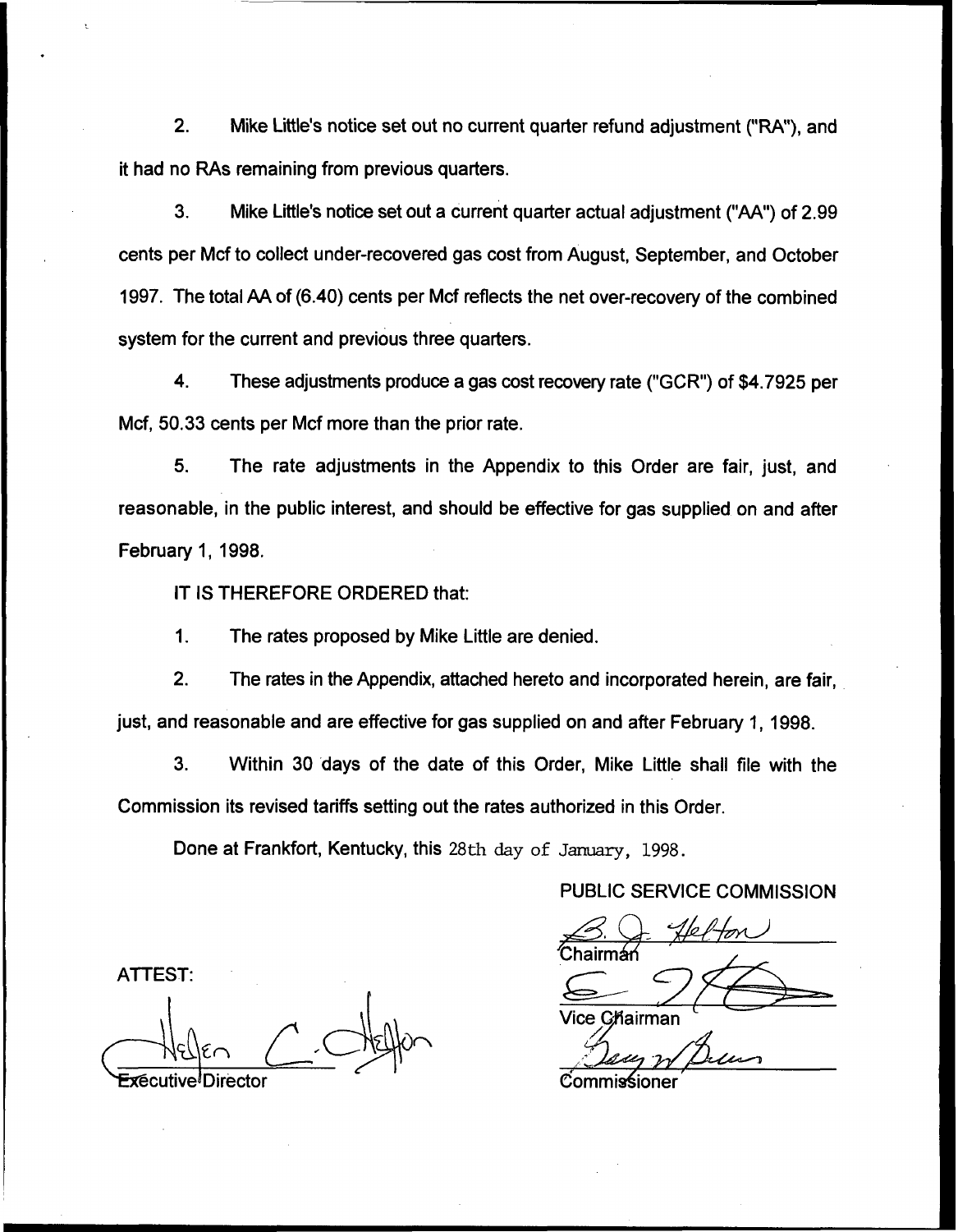2. Mike Little's notice set out no current quarter refund adjustment ("RA"), and it had no RAs remaining from previous quarters.

3. Mike Little's notice set out a current quarter actual adjustment ("AA") of 2.99 cents per Mcf to collect under-recovered gas cost from August, September, and October 1997. The total AA of (6.40) cents per Mcf reflects the net over-recovery of the combined system for the current and previous three quarters.

4. These adjustments produce a gas cost recovery rate ("GCR") of $4.7925 per Mcf, 50.33 cents per Mcf more than the prior rate.

5. The rate adjustments in the Appendix to this Order are fair, just, and reasonable, in the public interest, and should be effective for gas supplied on and after February 1, 1998.

IT IS THEREFORE ORDERED that:

1. The rates proposed by Mike Little are denied.

2. The rates in the Appendix, attached hereto and incorporated herein, are fair, just, and reasonable and are effective for gas supplied on and after February 1, 1998.

3. Within 30 days of the date of this Order, Mike Little shall file with the Commission its revised tariffs setting out the rates authorized in this Order.

Done at Frankfort, Kentucky, this 28th day of January, 1998.

PUBLIC SERVICE COMMISSION

Chairman

Vice Chairman

Commissioner

ATTEST:

Executive Director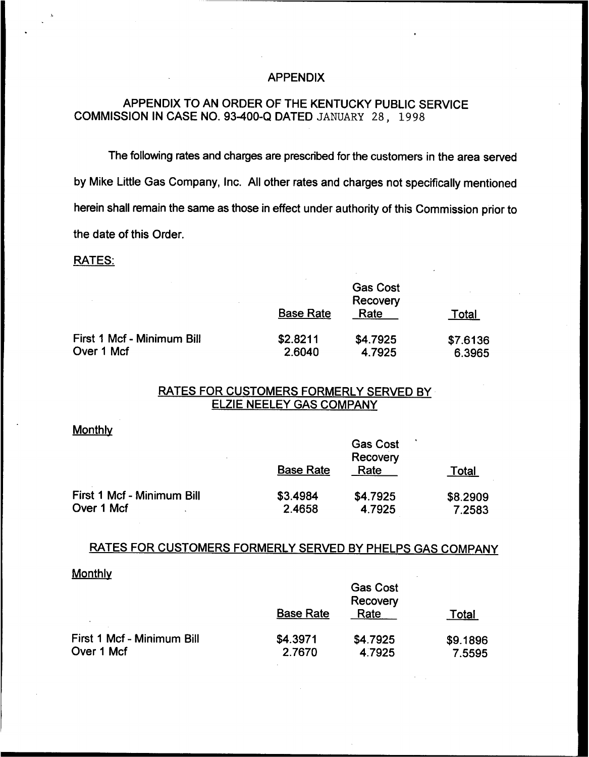# APPENDIX

## APPENDIX TO AN ORDER OF THE KENTUCKY PUBLIC SERVICE COMMISSION IN CASE NO. 93-400-Q DATED JANUARY 28, 1998

The following rates and charges are prescribed for the customers in the area served by Mike Little Gas Company, Inc. All other rates and charges not specifically mentioned herein shall remain the same as those in effect under authority of this Commission prior to the date of this Order.

RATES:

| | Base Rate | Gas Cost Recovery Rate | Total |
|---|---|---|---|
| First 1 Mcf - Minimum Bill | $2.8211 | $4.7925 | $7.6136 |
| Over 1 Mcf | 2.6040 | 4.7925 | 6.3965 |

### RATES FOR CUSTOMERS FORMERLY SERVED BY ELZIE NEELEY GAS COMPANY

Monthly

| | Base Rate | Gas Cost Recovery Rate | Total |
|---|---|---|---|
| First 1 Mcf - Minimum Bill | $3.4984 | $4.7925 | $8.2909 |
| Over 1 Mcf | 2.4658 | 4.7925 | 7.2583 |

### RATES FOR CUSTOMERS FORMERLY SERVED BY PHELPS GAS COMPANY

Monthly

| | Base Rate | Gas Cost Recovery Rate | Total |
|---|---|---|---|
| First 1 Mcf - Minimum Bill | $4.3971 | $4.7925 | $9.1896 |
| Over 1 Mcf | 2.7670 | 4.7925 | 7.5595 |